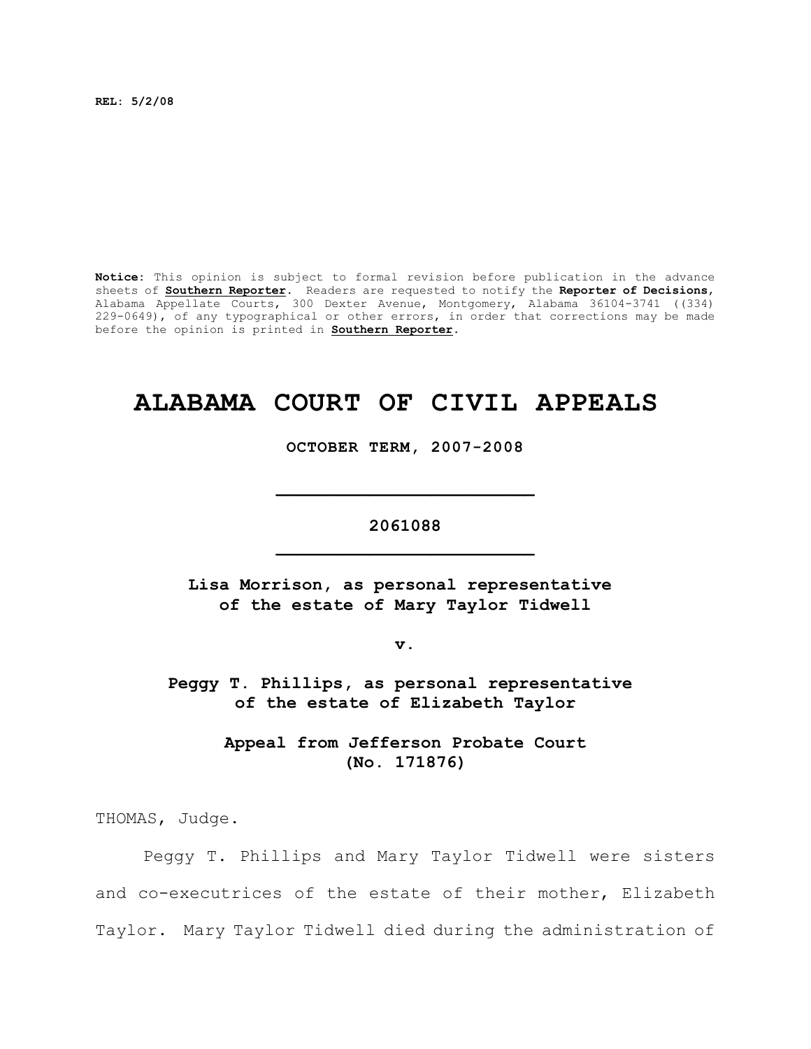REL: 5/2/08

**Notice:** This opinion is subject to formal revision before publication in the advance sheets of **Southern Reporter**. Readers are requested to notify the **Reporter of Decisions**, Alabama Appellate Courts, 300 Dexter Avenue, Montgomery, Alabama 36104-3741 ((334) 229-0649), of any typographical or other errors, in order that corrections may be made before the opinion is printed in **Southern Reporter**.

# ALABAMA COURT OF CIVIL APPEALS

**OCTOBER TERM, 2007-2008**

---

**2061088**

---

**Lisa Morrison, as personal representative of the estate of Mary Taylor Tidwell**

**v.**

**Peggy T. Phillips, as personal representative of the estate of Elizabeth Taylor**

**Appeal from Jefferson Probate Court (No. 171876)**

THOMAS, Judge.

Peggy T. Phillips and Mary Taylor Tidwell were sisters and co-executrices of the estate of their mother, Elizabeth Taylor. Mary Taylor Tidwell died during the administration of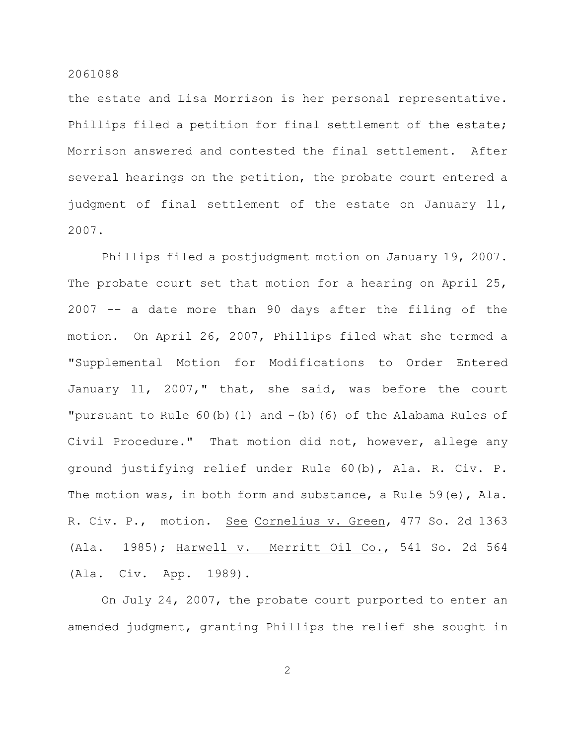the estate and Lisa Morrison is her personal representative. Phillips filed a petition for final settlement of the estate; Morrison answered and contested the final settlement. After several hearings on the petition, the probate court entered a judgment of final settlement of the estate on January 11, 2007.

Phillips filed a postjudgment motion on January 19, 2007. The probate court set that motion for a hearing on April 25, 2007 -- a date more than 90 days after the filing of the motion. On April 26, 2007, Phillips filed what she termed a "Supplemental Motion for Modifications to Order Entered January 11, 2007," that, she said, was before the court "pursuant to Rule 60(b)(1) and -(b)(6) of the Alabama Rules of Civil Procedure." That motion did not, however, allege any ground justifying relief under Rule 60(b), Ala. R. Civ. P. The motion was, in both form and substance, a Rule 59(e), Ala. R. Civ. P., motion. See Cornelius v. Green, 477 So. 2d 1363 (Ala. 1985); Harwell v. Merritt Oil Co., 541 So. 2d 564 (Ala. Civ. App. 1989).

On July 24, 2007, the probate court purported to enter an amended judgment, granting Phillips the relief she sought in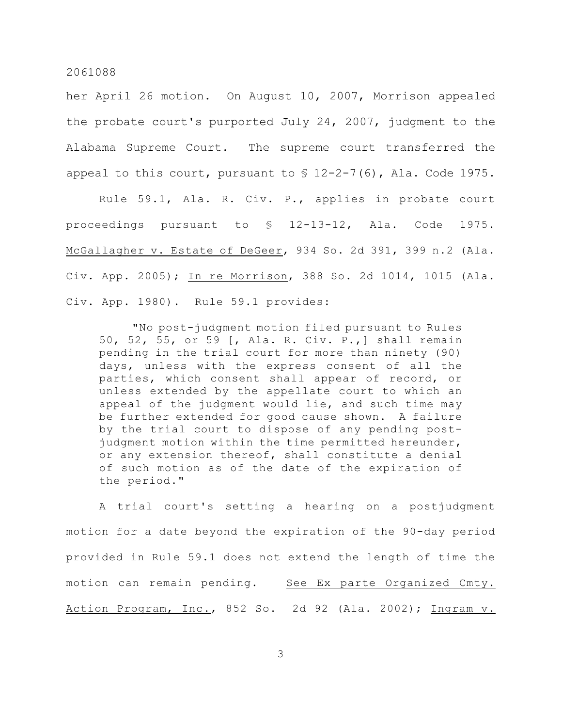her April 26 motion. On August 10, 2007, Morrison appealed the probate court's purported July 24, 2007, judgment to the Alabama Supreme Court. The supreme court transferred the appeal to this court, pursuant to § 12-2-7(6), Ala. Code 1975.

Rule 59.1, Ala. R. Civ. P., applies in probate court proceedings pursuant to § 12-13-12, Ala. Code 1975. McGallagher v. Estate of DeGeer, 934 So. 2d 391, 399 n.2 (Ala. Civ. App. 2005); In re Morrison, 388 So. 2d 1014, 1015 (Ala. Civ. App. 1980). Rule 59.1 provides:

> "No post-judgment motion filed pursuant to Rules 50, 52, 55, or 59 [, Ala. R. Civ. P.,] shall remain pending in the trial court for more than ninety (90) days, unless with the express consent of all the parties, which consent shall appear of record, or unless extended by the appellate court to which an appeal of the judgment would lie, and such time may be further extended for good cause shown. A failure by the trial court to dispose of any pending post-judgment motion within the time permitted hereunder, or any extension thereof, shall constitute a denial of such motion as of the date of the expiration of the period."

A trial court's setting a hearing on a postjudgment motion for a date beyond the expiration of the 90-day period provided in Rule 59.1 does not extend the length of time the motion can remain pending. See Ex parte Organized Cmty. Action Program, Inc., 852 So. 2d 92 (Ala. 2002); Ingram v.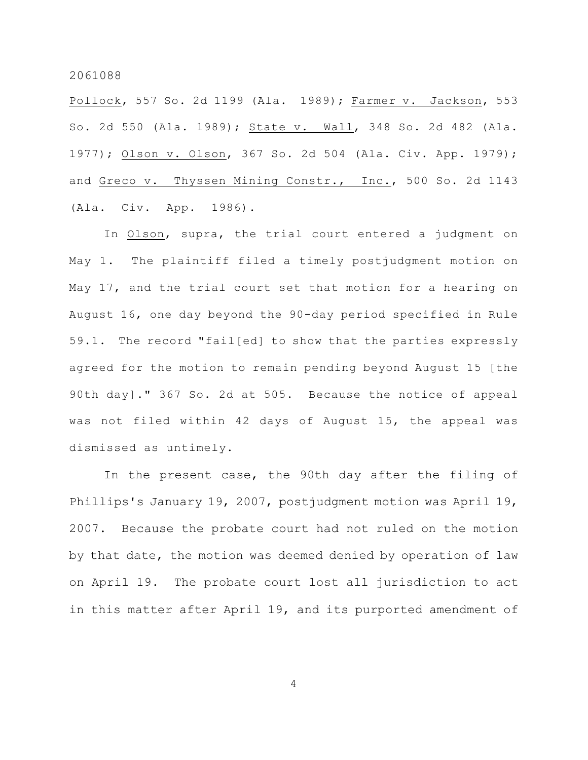Pollock, 557 So. 2d 1199 (Ala. 1989); Farmer v. Jackson, 553 So. 2d 550 (Ala. 1989); State v. Wall, 348 So. 2d 482 (Ala. 1977); Olson v. Olson, 367 So. 2d 504 (Ala. Civ. App. 1979); and Greco v. Thyssen Mining Constr., Inc., 500 So. 2d 1143 (Ala. Civ. App. 1986).

In Olson, supra, the trial court entered a judgment on May 1. The plaintiff filed a timely postjudgment motion on May 17, and the trial court set that motion for a hearing on August 16, one day beyond the 90-day period specified in Rule 59.1. The record "fail[ed] to show that the parties expressly agreed for the motion to remain pending beyond August 15 [the 90th day]." 367 So. 2d at 505. Because the notice of appeal was not filed within 42 days of August 15, the appeal was dismissed as untimely.

In the present case, the 90th day after the filing of Phillips's January 19, 2007, postjudgment motion was April 19, 2007. Because the probate court had not ruled on the motion by that date, the motion was deemed denied by operation of law on April 19. The probate court lost all jurisdiction to act in this matter after April 19, and its purported amendment of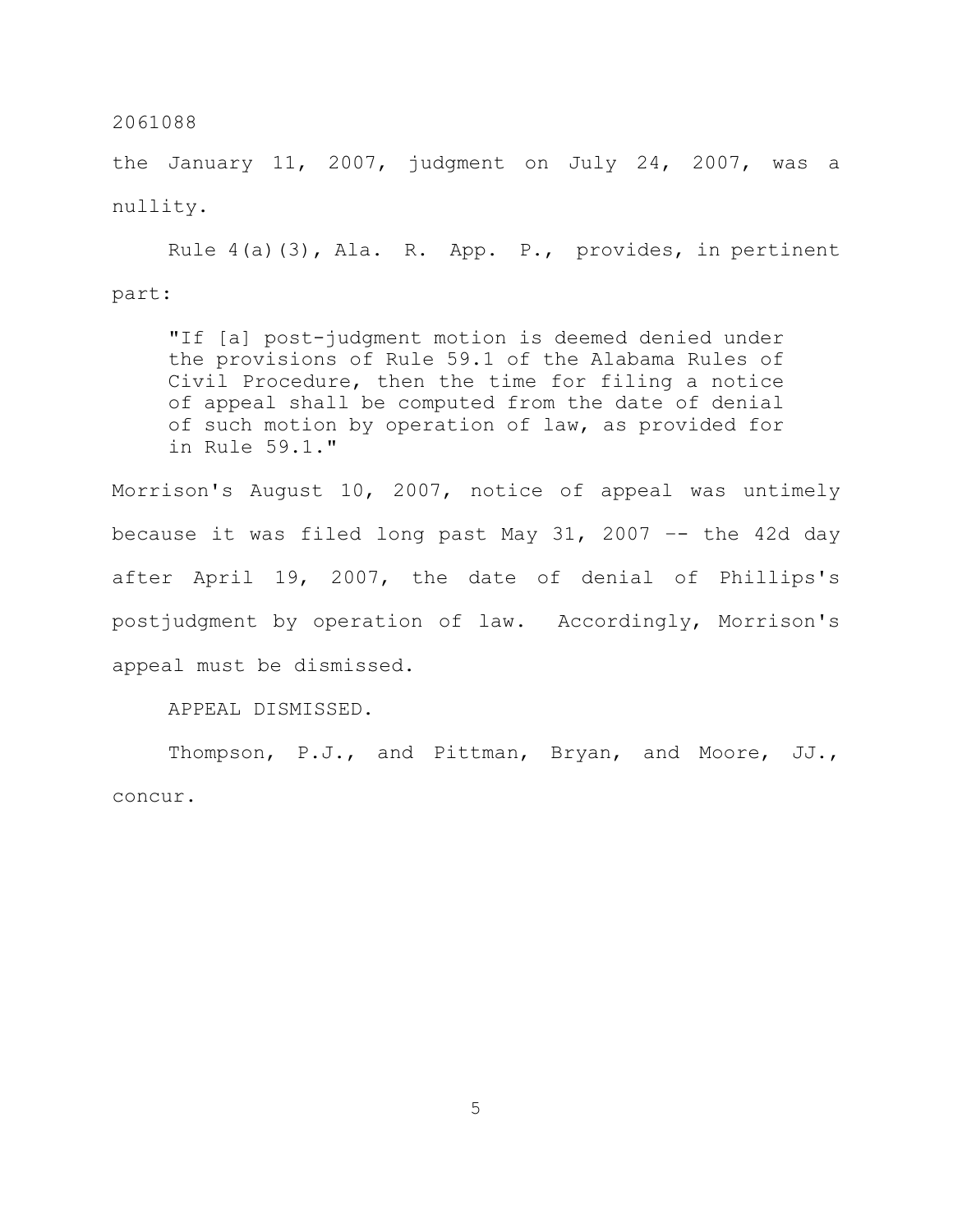the January 11, 2007, judgment on July 24, 2007, was a nullity.

Rule 4(a)(3), Ala. R. App. P., provides, in pertinent part:

> "If [a] post-judgment motion is deemed denied under the provisions of Rule 59.1 of the Alabama Rules of Civil Procedure, then the time for filing a notice of appeal shall be computed from the date of denial of such motion by operation of law, as provided for in Rule 59.1."

Morrison's August 10, 2007, notice of appeal was untimely because it was filed long past May 31, 2007 -- the 42d day after April 19, 2007, the date of denial of Phillips's postjudgment by operation of law. Accordingly, Morrison's appeal must be dismissed.

APPEAL DISMISSED.

Thompson, P.J., and Pittman, Bryan, and Moore, JJ., concur.